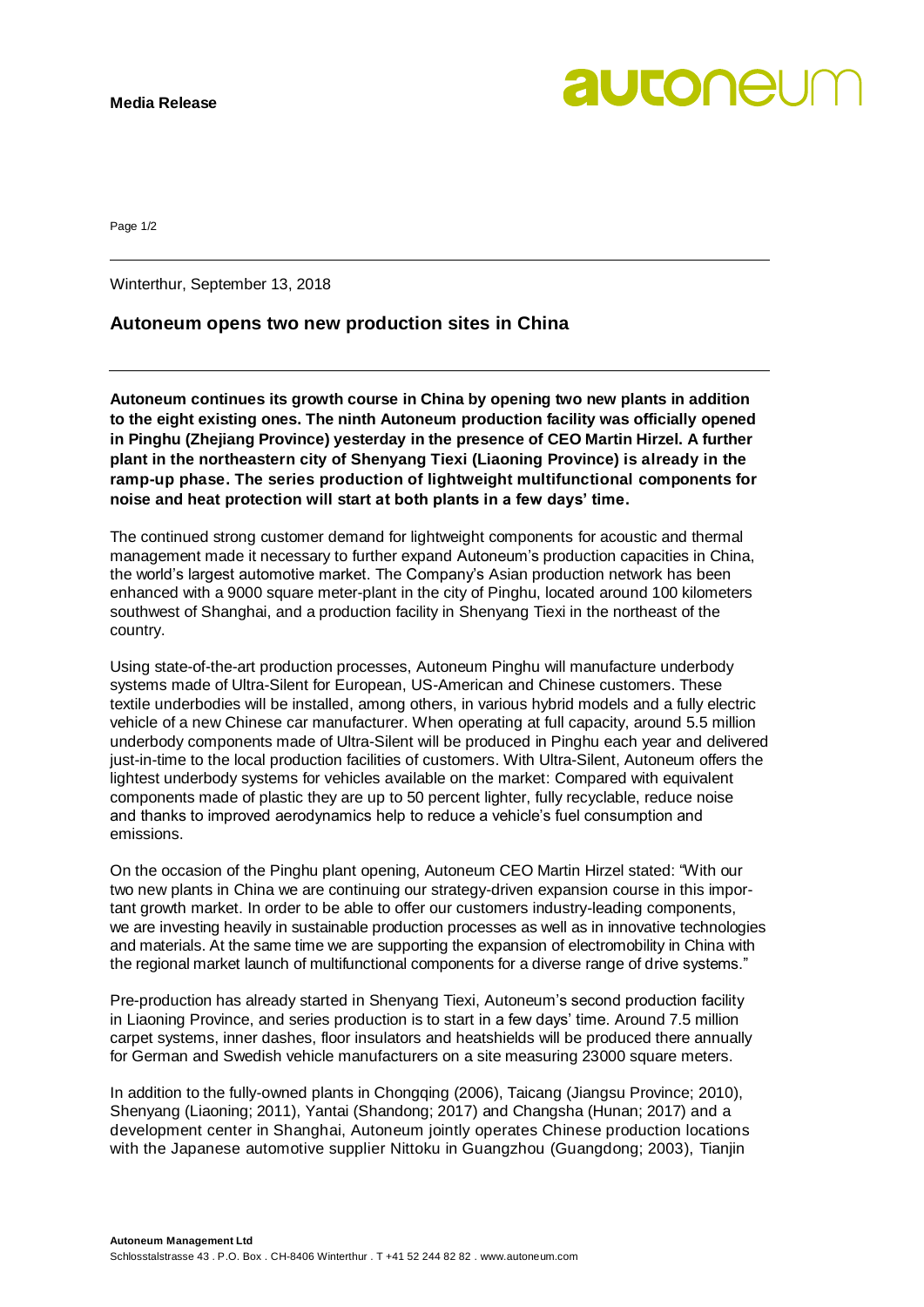**Media Release**

Winterthur, September 13, 2018

## Autoneum opens two new production sites in China

**Autoneum continues its growth course in China by opening two new plants in addition to the eight existing ones. The ninth Autoneum production facility was officially opened in Pinghu (Zhejiang Province) yesterday in the presence of CEO Martin Hirzel. A further plant in the northeastern city of Shenyang Tiexi (Liaoning Province) is already in the ramp-up phase. The series production of lightweight multifunctional components for noise and heat protection will start at both plants in a few days' time.**

The continued strong customer demand for lightweight components for acoustic and thermal management made it necessary to further expand Autoneum's production capacities in China, the world's largest automotive market. The Company's Asian production network has been enhanced with a 9000 square meter-plant in the city of Pinghu, located around 100 kilometers southwest of Shanghai, and a production facility in Shenyang Tiexi in the northeast of the country.

Using state-of-the-art production processes, Autoneum Pinghu will manufacture underbody systems made of Ultra-Silent for European, US-American and Chinese customers. These textile underbodies will be installed, among others, in various hybrid models and a fully electric vehicle of a new Chinese car manufacturer. When operating at full capacity, around 5.5 million underbody components made of Ultra-Silent will be produced in Pinghu each year and delivered just-in-time to the local production facilities of customers. With Ultra-Silent, Autoneum offers the lightest underbody systems for vehicles available on the market: Compared with equivalent components made of plastic they are up to 50 percent lighter, fully recyclable, reduce noise and thanks to improved aerodynamics help to reduce a vehicle's fuel consumption and emissions.

On the occasion of the Pinghu plant opening, Autoneum CEO Martin Hirzel stated: "With our two new plants in China we are continuing our strategy-driven expansion course in this important growth market. In order to be able to offer our customers industry-leading components, we are investing heavily in sustainable production processes as well as in innovative technologies and materials. At the same time we are supporting the expansion of electromobility in China with the regional market launch of multifunctional components for a diverse range of drive systems."

Pre-production has already started in Shenyang Tiexi, Autoneum's second production facility in Liaoning Province, and series production is to start in a few days' time. Around 7.5 million carpet systems, inner dashes, floor insulators and heatshields will be produced there annually for German and Swedish vehicle manufacturers on a site measuring 23000 square meters.

In addition to the fully-owned plants in Chongqing (2006), Taicang (Jiangsu Province; 2010), Shenyang (Liaoning; 2011), Yantai (Shandong; 2017) and Changsha (Hunan; 2017) and a development center in Shanghai, Autoneum jointly operates Chinese production locations with the Japanese automotive supplier Nittoku in Guangzhou (Guangdong; 2003), Tianjin

**Autoneum Management Ltd**
Schlosstalstrasse 43 . P.O. Box . CH-8406 Winterthur . T +41 52 244 82 82 . www.autoneum.com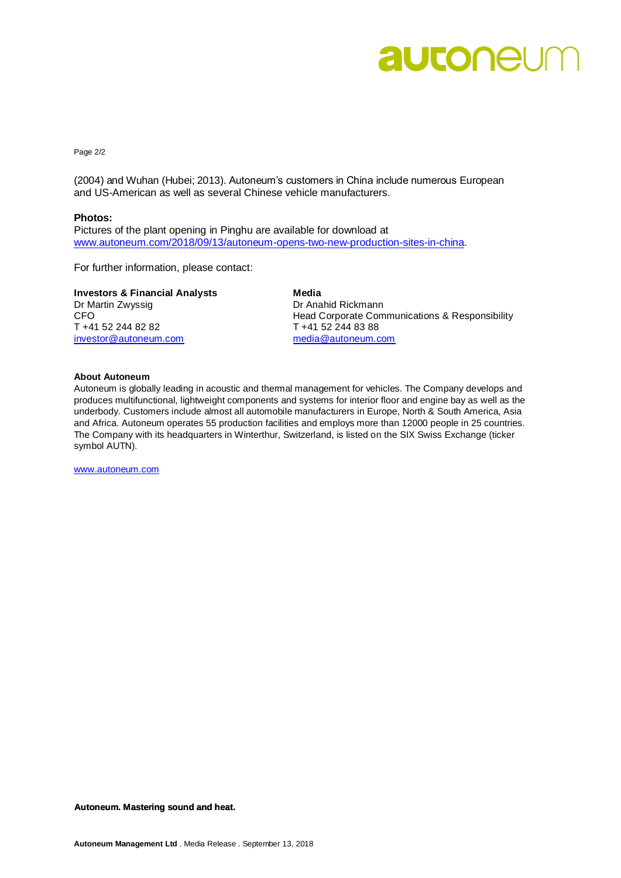(2004) and Wuhan (Hubei; 2013). Autoneum's customers in China include numerous European and US-American as well as several Chinese vehicle manufacturers.

**Photos:**
Pictures of the plant opening in Pinghu are available for download at [www.autoneum.com/2018/09/13/autoneum-opens-two-new-production-sites-in-china](www.autoneum.com/2018/09/13/autoneum-opens-two-new-production-sites-in-china).

For further information, please contact:

**Investors & Financial Analysts**
Dr Martin Zwyssig
CFO
T +41 52 244 82 82
investor@autoneum.com

**Media**
Dr Anahid Rickmann
Head Corporate Communications & Responsibility
T +41 52 244 83 88
media@autoneum.com

**About Autoneum**
Autoneum is globally leading in acoustic and thermal management for vehicles. The Company develops and produces multifunctional, lightweight components and systems for interior floor and engine bay as well as the underbody. Customers include almost all automobile manufacturers in Europe, North & South America, Asia and Africa. Autoneum operates 55 production facilities and employs more than 12000 people in 25 countries. The Company with its headquarters in Winterthur, Switzerland, is listed on the SIX Swiss Exchange (ticker symbol AUTN).

[www.autoneum.com](www.autoneum.com)

**Autoneum. Mastering sound and heat.**